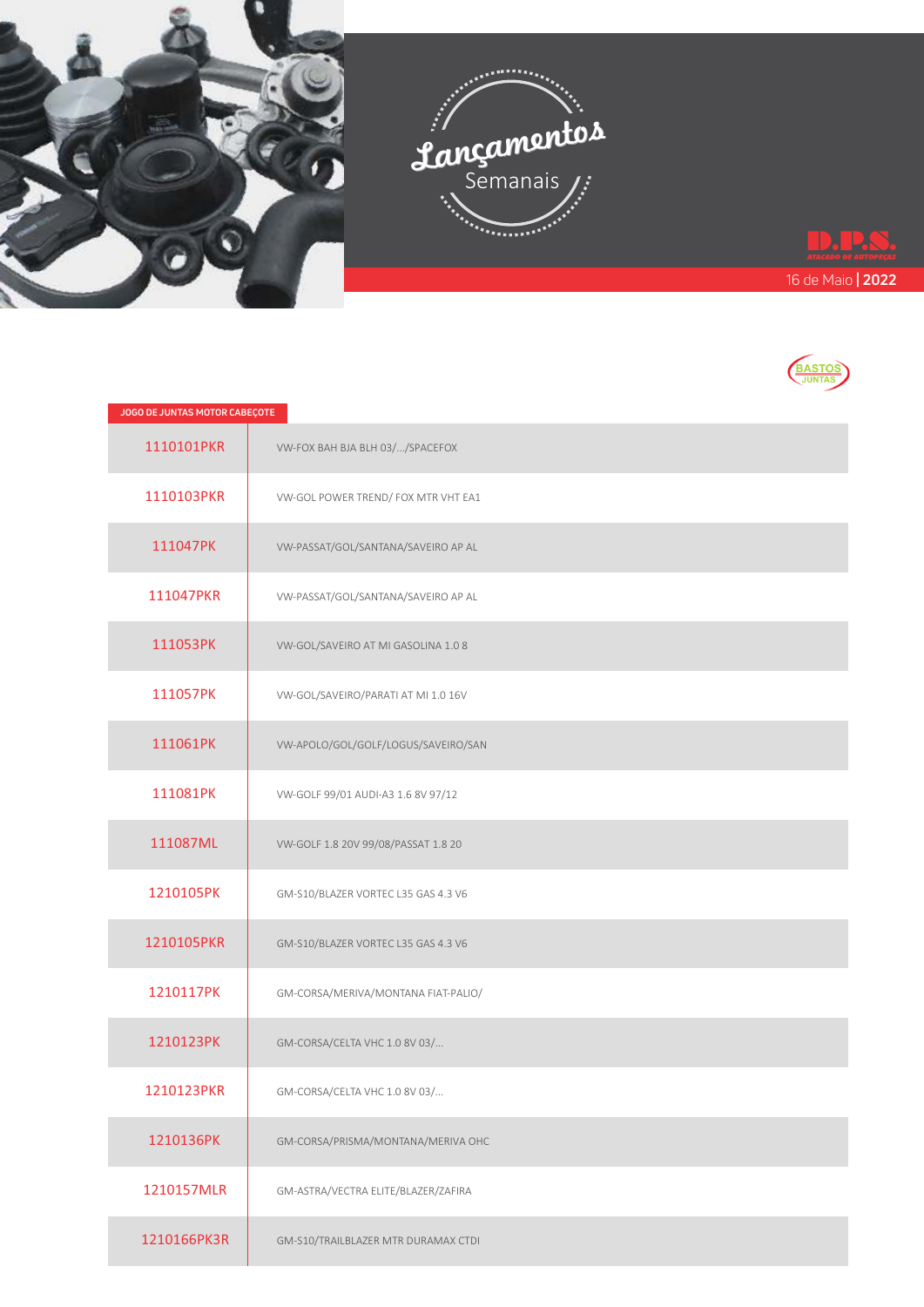# Lançamentos Semanais

D.P.S. ATACADO DE AUTOPEÇAS

16 de Maio | **2022**

BASTOS JUNTAS

## JOGO DE JUNTAS MOTOR CABEÇOTE

| Código | Aplicação |
|---|---|
| 1110101PKR | VW-FOX BAH BJA BLH 03/.../SPACEFOX |
| 1110103PKR | VW-GOL POWER TREND/ FOX MTR VHT EA1 |
| 111047PK | VW-PASSAT/GOL/SANTANA/SAVEIRO AP AL |
| 111047PKR | VW-PASSAT/GOL/SANTANA/SAVEIRO AP AL |
| 111053PK | VW-GOL/SAVEIRO AT MI GASOLINA 1.0 8 |
| 111057PK | VW-GOL/SAVEIRO/PARATI AT MI 1.0 16V |
| 111061PK | VW-APOLO/GOL/GOLF/LOGUS/SAVEIRO/SAN |
| 111081PK | VW-GOLF 99/01 AUDI-A3 1.6 8V 97/12 |
| 111087ML | VW-GOLF 1.8 20V 99/08/PASSAT 1.8 20 |
| 1210105PK | GM-S10/BLAZER VORTEC L35 GAS 4.3 V6 |
| 1210105PKR | GM-S10/BLAZER VORTEC L35 GAS 4.3 V6 |
| 1210117PK | GM-CORSA/MERIVA/MONTANA FIAT-PALIO/ |
| 1210123PK | GM-CORSA/CELTA VHC 1.0 8V 03/... |
| 1210123PKR | GM-CORSA/CELTA VHC 1.0 8V 03/... |
| 1210136PK | GM-CORSA/PRISMA/MONTANA/MERIVA OHC |
| 1210157MLR | GM-ASTRA/VECTRA ELITE/BLAZER/ZAFIRA |
| 1210166PK3R | GM-S10/TRAILBLAZER MTR DURAMAX CTDI |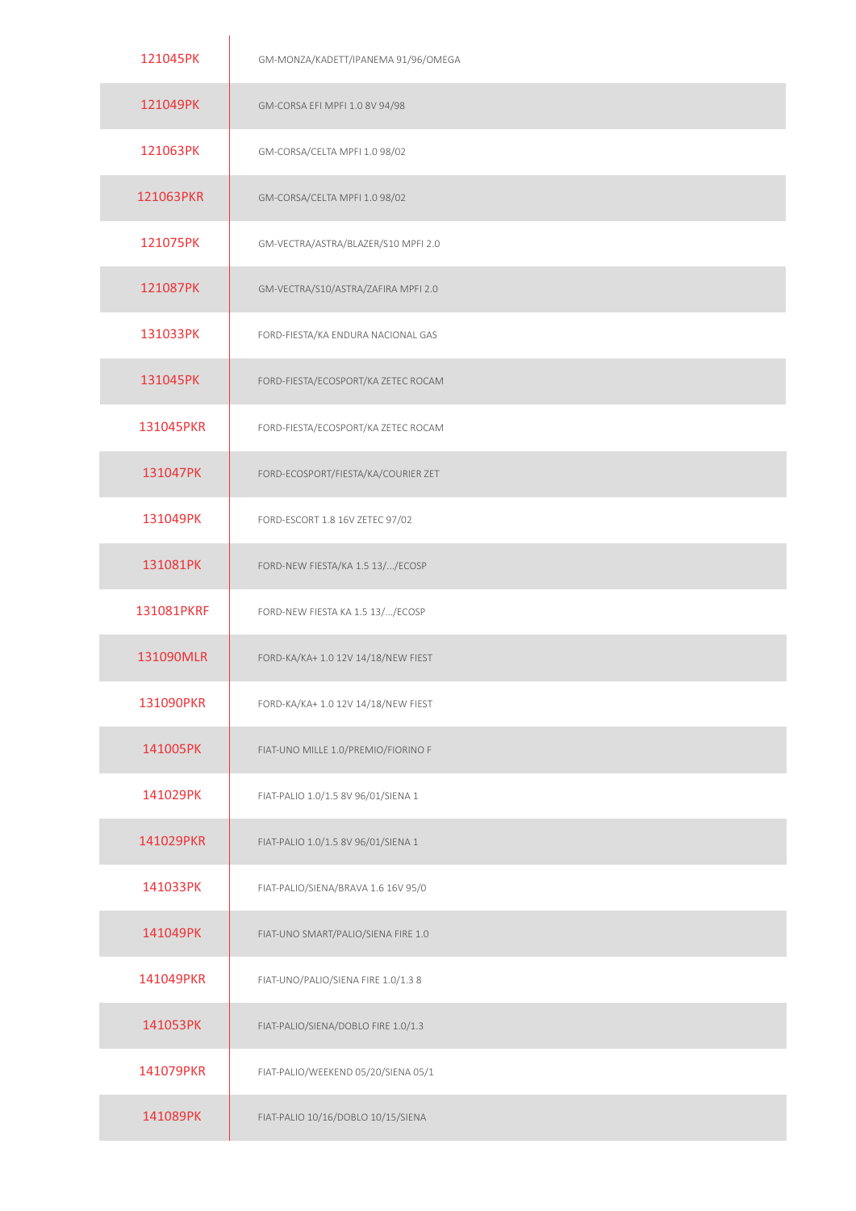| | |
|---|---|
| 121045PK | GM-MONZA/KADETT/IPANEMA 91/96/OMEGA |
| 121049PK | GM-CORSA EFI MPFI 1.0 8V 94/98 |
| 121063PK | GM-CORSA/CELTA MPFI 1.0 98/02 |
| 121063PKR | GM-CORSA/CELTA MPFI 1.0 98/02 |
| 121075PK | GM-VECTRA/ASTRA/BLAZER/S10 MPFI 2.0 |
| 121087PK | GM-VECTRA/S10/ASTRA/ZAFIRA MPFI 2.0 |
| 131033PK | FORD-FIESTA/KA ENDURA NACIONAL GAS |
| 131045PK | FORD-FIESTA/ECOSPORT/KA ZETEC ROCAM |
| 131045PKR | FORD-FIESTA/ECOSPORT/KA ZETEC ROCAM |
| 131047PK | FORD-ECOSPORT/FIESTA/KA/COURIER ZET |
| 131049PK | FORD-ESCORT 1.8 16V ZETEC 97/02 |
| 131081PK | FORD-NEW FIESTA/KA 1.5 13/.../ECOSP |
| 131081PKRF | FORD-NEW FIESTA KA 1.5 13/.../ECOSP |
| 131090MLR | FORD-KA/KA+ 1.0 12V 14/18/NEW FIEST |
| 131090PKR | FORD-KA/KA+ 1.0 12V 14/18/NEW FIEST |
| 141005PK | FIAT-UNO MILLE 1.0/PREMIO/FIORINO F |
| 141029PK | FIAT-PALIO 1.0/1.5 8V 96/01/SIENA 1 |
| 141029PKR | FIAT-PALIO 1.0/1.5 8V 96/01/SIENA 1 |
| 141033PK | FIAT-PALIO/SIENA/BRAVA 1.6 16V 95/0 |
| 141049PK | FIAT-UNO SMART/PALIO/SIENA FIRE 1.0 |
| 141049PKR | FIAT-UNO/PALIO/SIENA FIRE 1.0/1.3 8 |
| 141053PK | FIAT-PALIO/SIENA/DOBLO FIRE 1.0/1.3 |
| 141079PKR | FIAT-PALIO/WEEKEND 05/20/SIENA 05/1 |
| 141089PK | FIAT-PALIO 10/16/DOBLO 10/15/SIENA |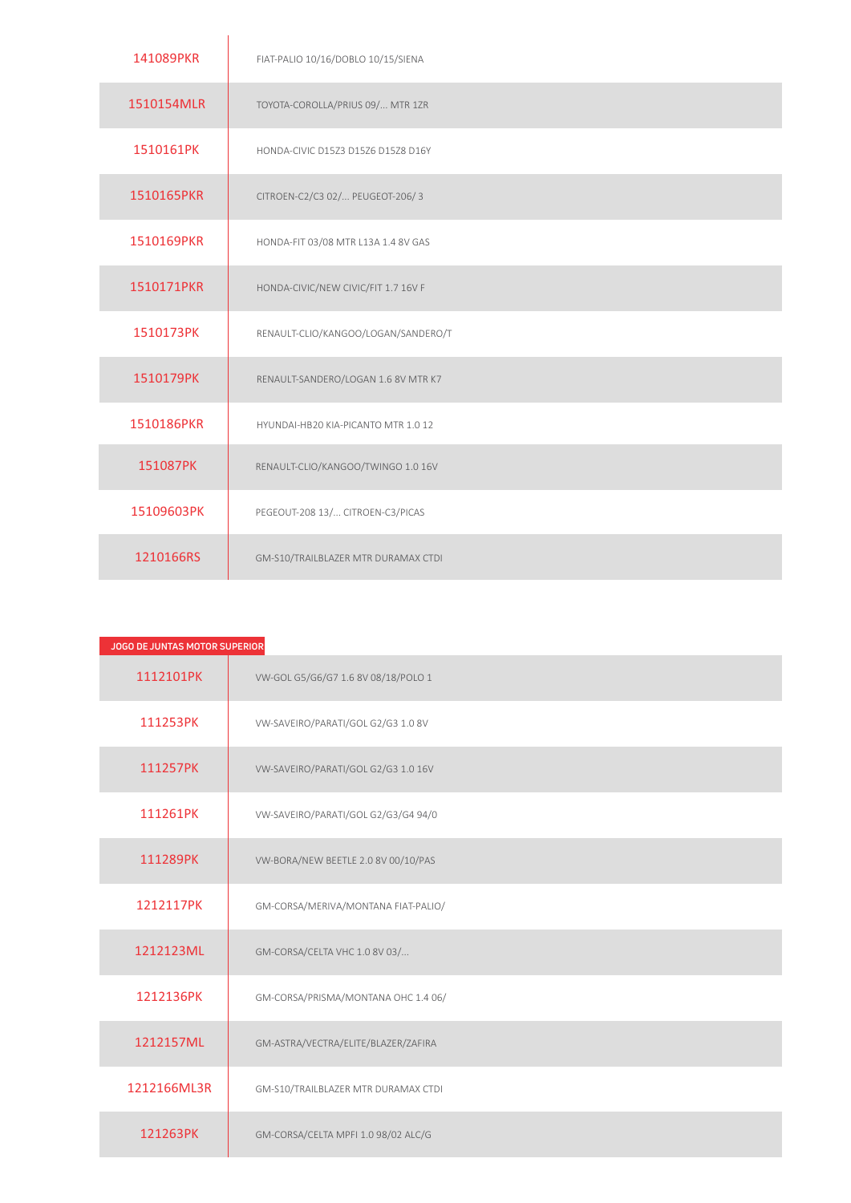| | |
|---|---|
| 141089PKR | FIAT-PALIO 10/16/DOBLO 10/15/SIENA |
| 1510154MLR | TOYOTA-COROLLA/PRIUS 09/... MTR 1ZR |
| 1510161PK | HONDA-CIVIC D15Z3 D15Z6 D15Z8 D16Y |
| 1510165PKR | CITROEN-C2/C3 02/... PEUGEOT-206/ 3 |
| 1510169PKR | HONDA-FIT 03/08 MTR L13A 1.4 8V GAS |
| 1510171PKR | HONDA-CIVIC/NEW CIVIC/FIT 1.7 16V F |
| 1510173PK | RENAULT-CLIO/KANGOO/LOGAN/SANDERO/T |
| 1510179PK | RENAULT-SANDERO/LOGAN 1.6 8V MTR K7 |
| 1510186PKR | HYUNDAI-HB20 KIA-PICANTO MTR 1.0 12 |
| 151087PK | RENAULT-CLIO/KANGOO/TWINGO 1.0 16V |
| 15109603PK | PEGEOUT-208 13/... CITROEN-C3/PICAS |
| 1210166RS | GM-S10/TRAILBLAZER MTR DURAMAX CTDI |

**JOGO DE JUNTAS MOTOR SUPERIOR**

| | |
|---|---|
| 1112101PK | VW-GOL G5/G6/G7 1.6 8V 08/18/POLO 1 |
| 111253PK | VW-SAVEIRO/PARATI/GOL G2/G3 1.0 8V |
| 111257PK | VW-SAVEIRO/PARATI/GOL G2/G3 1.0 16V |
| 111261PK | VW-SAVEIRO/PARATI/GOL G2/G3/G4 94/0 |
| 111289PK | VW-BORA/NEW BEETLE 2.0 8V 00/10/PAS |
| 1212117PK | GM-CORSA/MERIVA/MONTANA FIAT-PALIO/ |
| 1212123ML | GM-CORSA/CELTA VHC 1.0 8V 03/... |
| 1212136PK | GM-CORSA/PRISMA/MONTANA OHC 1.4 06/ |
| 1212157ML | GM-ASTRA/VECTRA/ELITE/BLAZER/ZAFIRA |
| 1212166ML3R | GM-S10/TRAILBLAZER MTR DURAMAX CTDI |
| 121263PK | GM-CORSA/CELTA MPFI 1.0 98/02 ALC/G |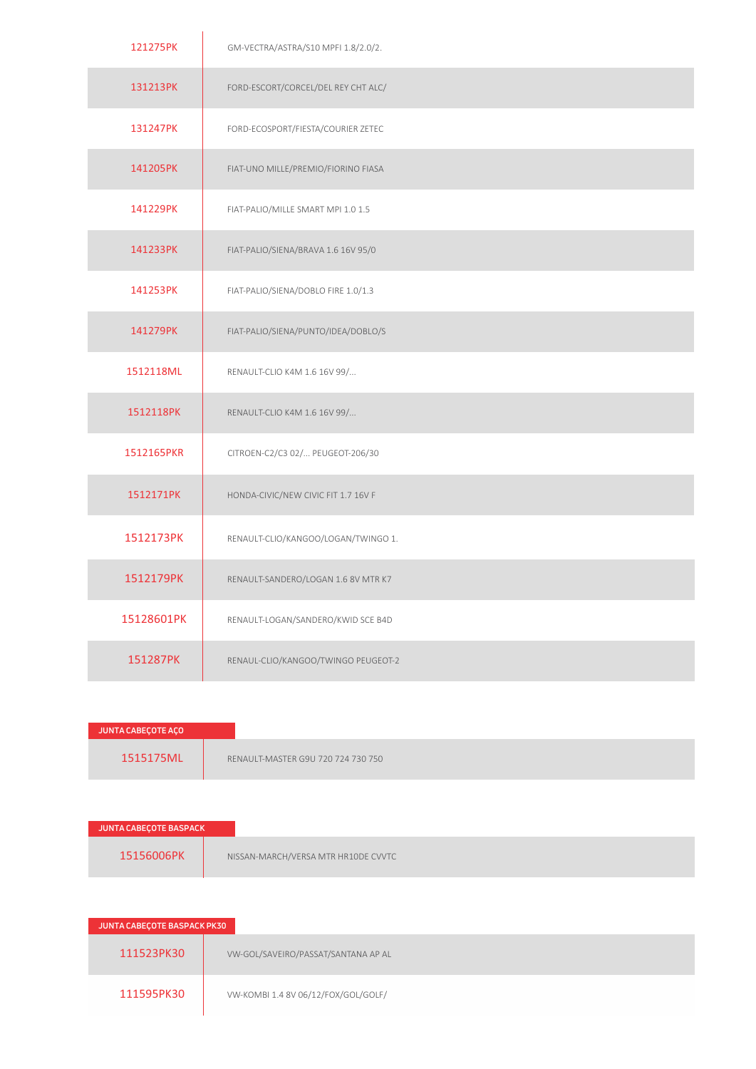| | |
|---|---|
| 121275PK | GM-VECTRA/ASTRA/S10 MPFI 1.8/2.0/2. |
| 131213PK | FORD-ESCORT/CORCEL/DEL REY CHT ALC/ |
| 131247PK | FORD-ECOSPORT/FIESTA/COURIER ZETEC |
| 141205PK | FIAT-UNO MILLE/PREMIO/FIORINO FIASA |
| 141229PK | FIAT-PALIO/MILLE SMART MPI 1.0 1.5 |
| 141233PK | FIAT-PALIO/SIENA/BRAVA 1.6 16V 95/0 |
| 141253PK | FIAT-PALIO/SIENA/DOBLO FIRE 1.0/1.3 |
| 141279PK | FIAT-PALIO/SIENA/PUNTO/IDEA/DOBLO/S |
| 1512118ML | RENAULT-CLIO K4M 1.6 16V 99/... |
| 1512118PK | RENAULT-CLIO K4M 1.6 16V 99/... |
| 1512165PKR | CITROEN-C2/C3 02/... PEUGEOT-206/30 |
| 1512171PK | HONDA-CIVIC/NEW CIVIC FIT 1.7 16V F |
| 1512173PK | RENAULT-CLIO/KANGOO/LOGAN/TWINGO 1. |
| 1512179PK | RENAULT-SANDERO/LOGAN 1.6 8V MTR K7 |
| 15128601PK | RENAULT-LOGAN/SANDERO/KWID SCE B4D |
| 151287PK | RENAUL-CLIO/KANGOO/TWINGO PEUGEOT-2 |

| JUNTA CABEÇOTE AÇO | |
|---|---|
| 1515175ML | RENAULT-MASTER G9U 720 724 730 750 |

| JUNTA CABEÇOTE BASPACK | |
|---|---|
| 15156006PK | NISSAN-MARCH/VERSA MTR HR10DE CVVTC |

| JUNTA CABEÇOTE BASPACK PK30 | |
|---|---|
| 111523PK30 | VW-GOL/SAVEIRO/PASSAT/SANTANA AP AL |
| 111595PK30 | VW-KOMBI 1.4 8V 06/12/FOX/GOL/GOLF/ |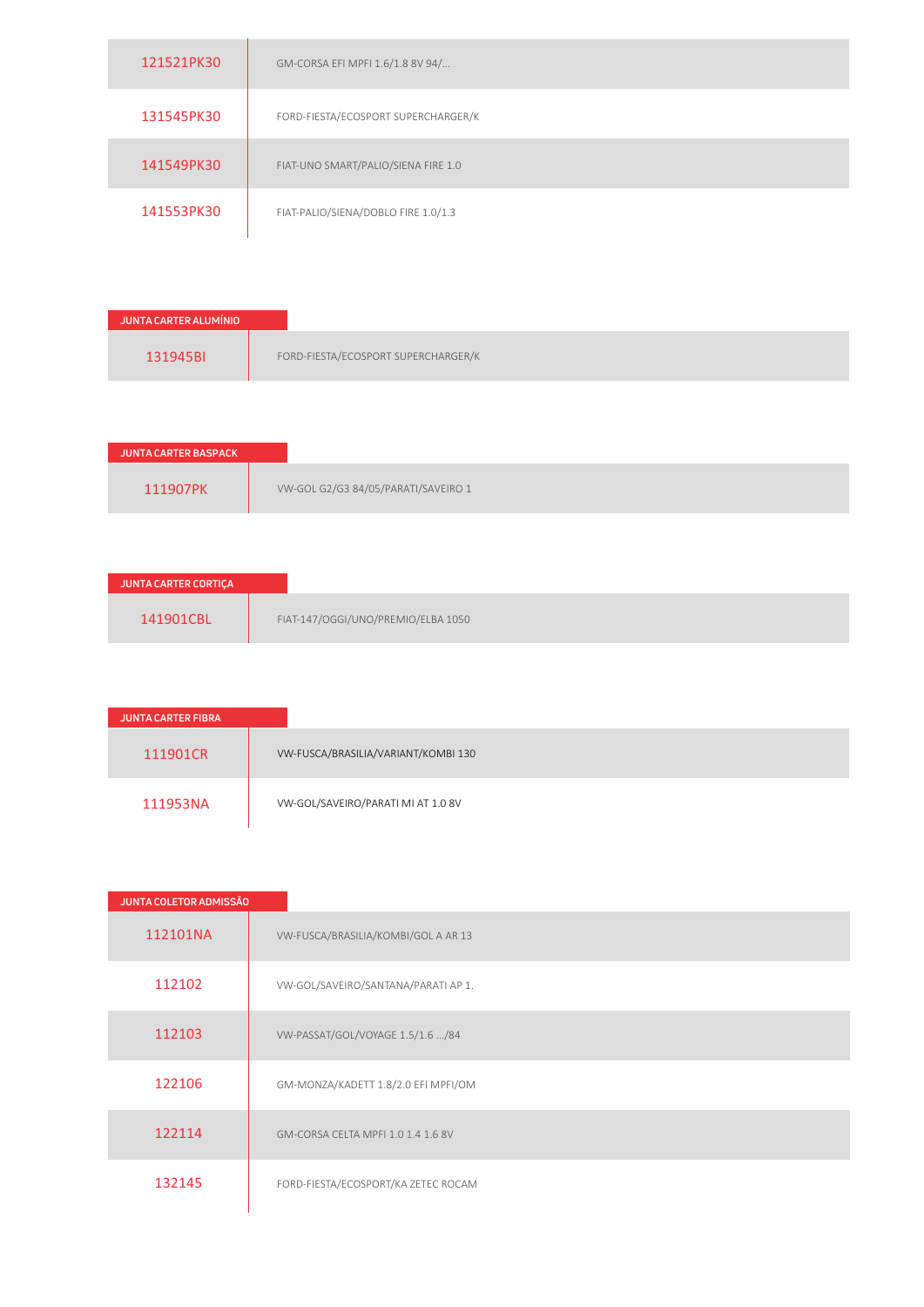| | |
|---|---|
| 121521PK30 | GM-CORSA EFI MPFI 1.6/1.8 8V 94/... |
| 131545PK30 | FORD-FIESTA/ECOSPORT SUPERCHARGER/K |
| 141549PK30 | FIAT-UNO SMART/PALIO/SIENA FIRE 1.0 |
| 141553PK30 | FIAT-PALIO/SIENA/DOBLO FIRE 1.0/1.3 |

**JUNTA CARTER ALUMÍNIO**

| | |
|---|---|
| 131945BI | FORD-FIESTA/ECOSPORT SUPERCHARGER/K |

**JUNTA CARTER BASPACK**

| | |
|---|---|
| 111907PK | VW-GOL G2/G3 84/05/PARATI/SAVEIRO 1 |

**JUNTA CARTER CORTIÇA**

| | |
|---|---|
| 141901CBL | FIAT-147/OGGI/UNO/PREMIO/ELBA 1050 |

**JUNTA CARTER FIBRA**

| | |
|---|---|
| 111901CR | VW-FUSCA/BRASILIA/VARIANT/KOMBI 130 |
| 111953NA | VW-GOL/SAVEIRO/PARATI MI AT 1.0 8V |

**JUNTA COLETOR ADMISSÃO**

| | |
|---|---|
| 112101NA | VW-FUSCA/BRASILIA/KOMBI/GOL A AR 13 |
| 112102 | VW-GOL/SAVEIRO/SANTANA/PARATI AP 1. |
| 112103 | VW-PASSAT/GOL/VOYAGE 1.5/1.6 .../84 |
| 122106 | GM-MONZA/KADETT 1.8/2.0 EFI MPFI/OM |
| 122114 | GM-CORSA CELTA MPFI 1.0 1.4 1.6 8V |
| 132145 | FORD-FIESTA/ECOSPORT/KA ZETEC ROCAM |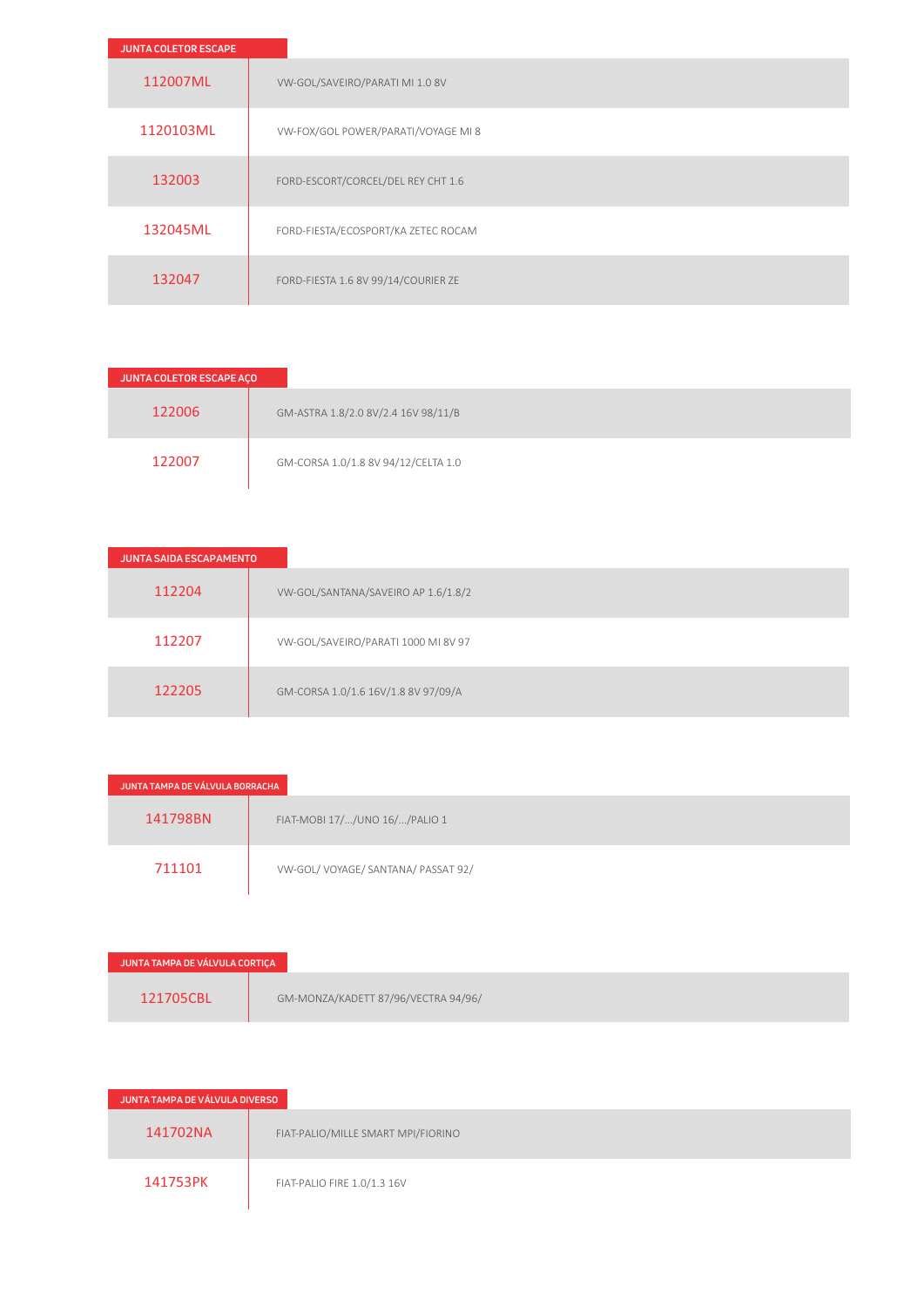## JUNTA COLETOR ESCAPE

| | |
|---|---|
| 112007ML | VW-GOL/SAVEIRO/PARATI MI 1.0 8V |
| 1120103ML | VW-FOX/GOL POWER/PARATI/VOYAGE MI 8 |
| 132003 | FORD-ESCORT/CORCEL/DEL REY CHT 1.6 |
| 132045ML | FORD-FIESTA/ECOSPORT/KA ZETEC ROCAM |
| 132047 | FORD-FIESTA 1.6 8V 99/14/COURIER ZE |

## JUNTA COLETOR ESCAPE AÇO

| | |
|---|---|
| 122006 | GM-ASTRA 1.8/2.0 8V/2.4 16V 98/11/B |
| 122007 | GM-CORSA 1.0/1.8 8V 94/12/CELTA 1.0 |

## JUNTA SAIDA ESCAPAMENTO

| | |
|---|---|
| 112204 | VW-GOL/SANTANA/SAVEIRO AP 1.6/1.8/2 |
| 112207 | VW-GOL/SAVEIRO/PARATI 1000 MI 8V 97 |
| 122205 | GM-CORSA 1.0/1.6 16V/1.8 8V 97/09/A |

## JUNTA TAMPA DE VÁLVULA BORRACHA

| | |
|---|---|
| 141798BN | FIAT-MOBI 17/.../UNO 16/.../PALIO 1 |
| 711101 | VW-GOL/ VOYAGE/ SANTANA/ PASSAT 92/ |

## JUNTA TAMPA DE VÁLVULA CORTIÇA

| | |
|---|---|
| 121705CBL | GM-MONZA/KADETT 87/96/VECTRA 94/96/ |

## JUNTA TAMPA DE VÁLVULA DIVERSO

| | |
|---|---|
| 141702NA | FIAT-PALIO/MILLE SMART MPI/FIORINO |
| 141753PK | FIAT-PALIO FIRE 1.0/1.3 16V |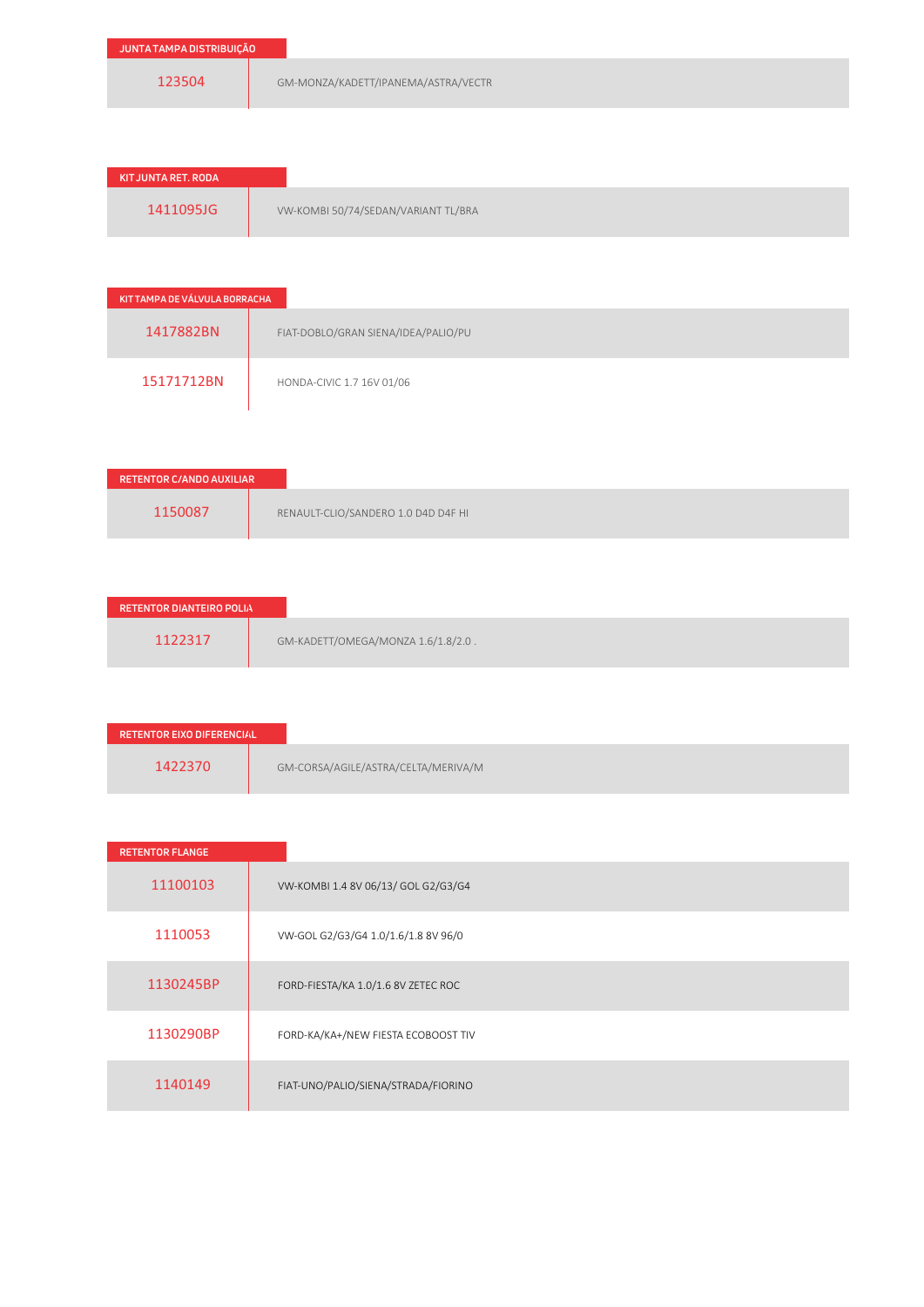## JUNTA TAMPA DISTRIBUIÇÃO

| | |
|---|---|
| 123504 | GM-MONZA/KADETT/IPANEMA/ASTRA/VECTR |

## KIT JUNTA RET. RODA

| | |
|---|---|
| 1411095JG | VW-KOMBI 50/74/SEDAN/VARIANT TL/BRA |

## KIT TAMPA DE VÁLVULA BORRACHA

| | |
|---|---|
| 1417882BN | FIAT-DOBLO/GRAN SIENA/IDEA/PALIO/PU |
| 15171712BN | HONDA-CIVIC 1.7 16V 01/06 |

## RETENTOR C/ANDO AUXILIAR

| | |
|---|---|
| 1150087 | RENAULT-CLIO/SANDERO 1.0 D4D D4F HI |

## RETENTOR DIANTEIRO POLIA

| | |
|---|---|
| 1122317 | GM-KADETT/OMEGA/MONZA 1.6/1.8/2.0 . |

## RETENTOR EIXO DIFERENCIAL

| | |
|---|---|
| 1422370 | GM-CORSA/AGILE/ASTRA/CELTA/MERIVA/M |

## RETENTOR FLANGE

| | |
|---|---|
| 11100103 | VW-KOMBI 1.4 8V 06/13/ GOL G2/G3/G4 |
| 1110053 | VW-GOL G2/G3/G4 1.0/1.6/1.8 8V 96/0 |
| 1130245BP | FORD-FIESTA/KA 1.0/1.6 8V ZETEC ROC |
| 1130290BP | FORD-KA/KA+/NEW FIESTA ECOBOOST TIV |
| 1140149 | FIAT-UNO/PALIO/SIENA/STRADA/FIORINO |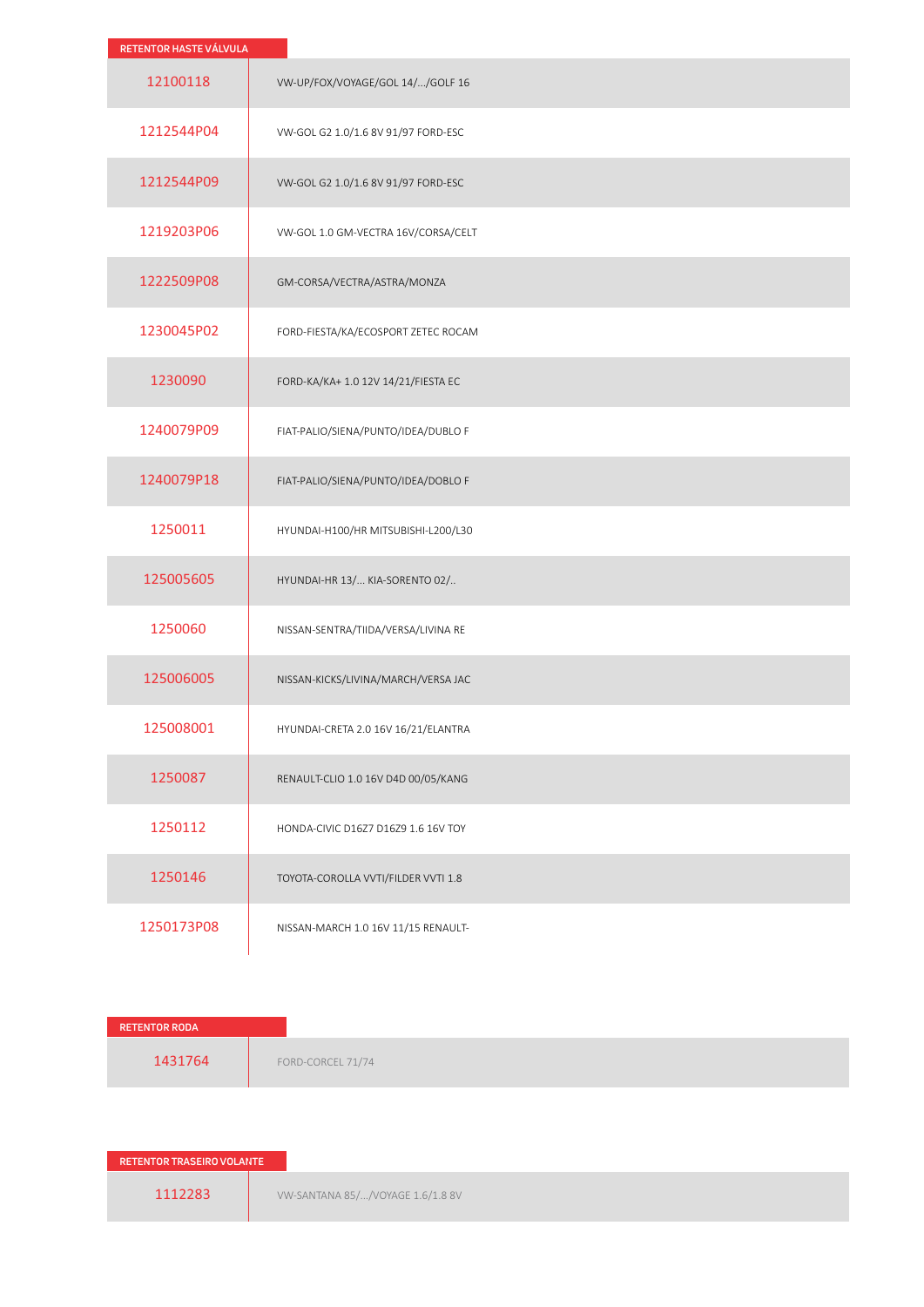## RETENTOR HASTE VÁLVULA

| Código | Aplicação |
|---|---|
| 12100118 | VW-UP/FOX/VOYAGE/GOL 14/.../GOLF 16 |
| 1212544P04 | VW-GOL G2 1.0/1.6 8V 91/97 FORD-ESC |
| 1212544P09 | VW-GOL G2 1.0/1.6 8V 91/97 FORD-ESC |
| 1219203P06 | VW-GOL 1.0 GM-VECTRA 16V/CORSA/CELT |
| 1222509P08 | GM-CORSA/VECTRA/ASTRA/MONZA |
| 1230045P02 | FORD-FIESTA/KA/ECOSPORT ZETEC ROCAM |
| 1230090 | FORD-KA/KA+ 1.0 12V 14/21/FIESTA EC |
| 1240079P09 | FIAT-PALIO/SIENA/PUNTO/IDEA/DUBLO F |
| 1240079P18 | FIAT-PALIO/SIENA/PUNTO/IDEA/DOBLO F |
| 1250011 | HYUNDAI-H100/HR MITSUBISHI-L200/L30 |
| 125005605 | HYUNDAI-HR 13/... KIA-SORENTO 02/.. |
| 1250060 | NISSAN-SENTRA/TIIDA/VERSA/LIVINA RE |
| 125006005 | NISSAN-KICKS/LIVINA/MARCH/VERSA JAC |
| 125008001 | HYUNDAI-CRETA 2.0 16V 16/21/ELANTRA |
| 1250087 | RENAULT-CLIO 1.0 16V D4D 00/05/KANG |
| 1250112 | HONDA-CIVIC D16Z7 D16Z9 1.6 16V TOY |
| 1250146 | TOYOTA-COROLLA VVTI/FILDER VVTI 1.8 |
| 1250173P08 | NISSAN-MARCH 1.0 16V 11/15 RENAULT- |

## RETENTOR RODA

| Código | Aplicação |
|---|---|
| 1431764 | FORD-CORCEL 71/74 |

## RETENTOR TRASEIRO VOLANTE

| Código | Aplicação |
|---|---|
| 1112283 | VW-SANTANA 85/.../VOYAGE 1.6/1.8 8V |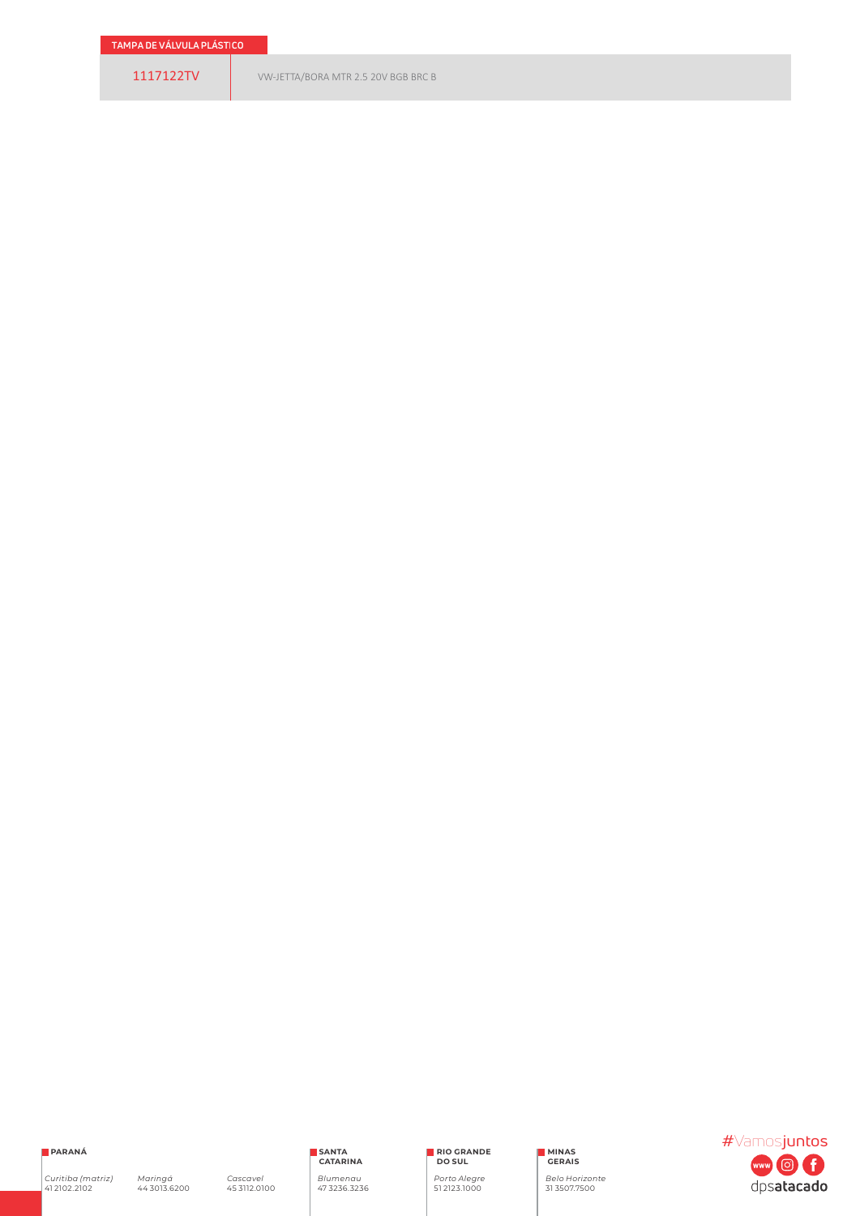## TAMPA DE VÁLVULA PLÁSTICO

| | |
|---|---|
| 1117122TV | VW-JETTA/BORA MTR 2.5 20V BGB BRC B |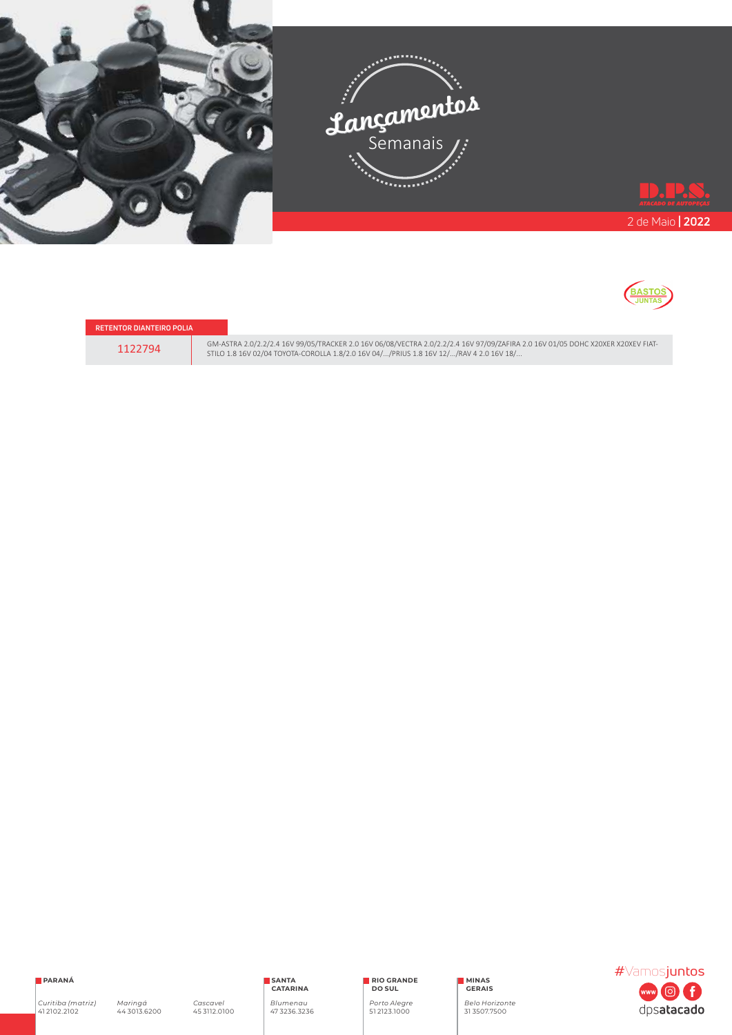# Lançamentos Semanais

**D.P.S.** ATACADO DE AUTOPEÇAS

2 de Maio | **2022**

BASTOS JUNTAS

| RETENTOR DIANTEIRO POLIA | |
|---|---|
| 1122794 | GM-ASTRA 2.0/2.2/2.4 16V 99/05/TRACKER 2.0 16V 06/08/VECTRA 2.0/2.2/2.4 16V 97/09/ZAFIRA 2.0 16V 01/05 DOHC X20XER X20XEV FIAT-STILO 1.8 16V 02/04 TOYOTA-COROLLA 1.8/2.0 16V 04/.../PRIUS 1.8 16V 12/.../RAV 4 2.0 16V 18/... |

**PARANÁ**

*Curitiba (matriz)* 41 2102.2102

*Maringá* 44 3013.6200

*Cascavel* 45 3112.0100

**SANTA CATARINA**

*Blumenau* 47 3236.3236

**RIO GRANDE DO SUL**

*Porto Alegre* 51 2123.1000

**MINAS GERAIS**

*Belo Horizonte* 31 3507.7500

#Vamosjuntos

dpsatacado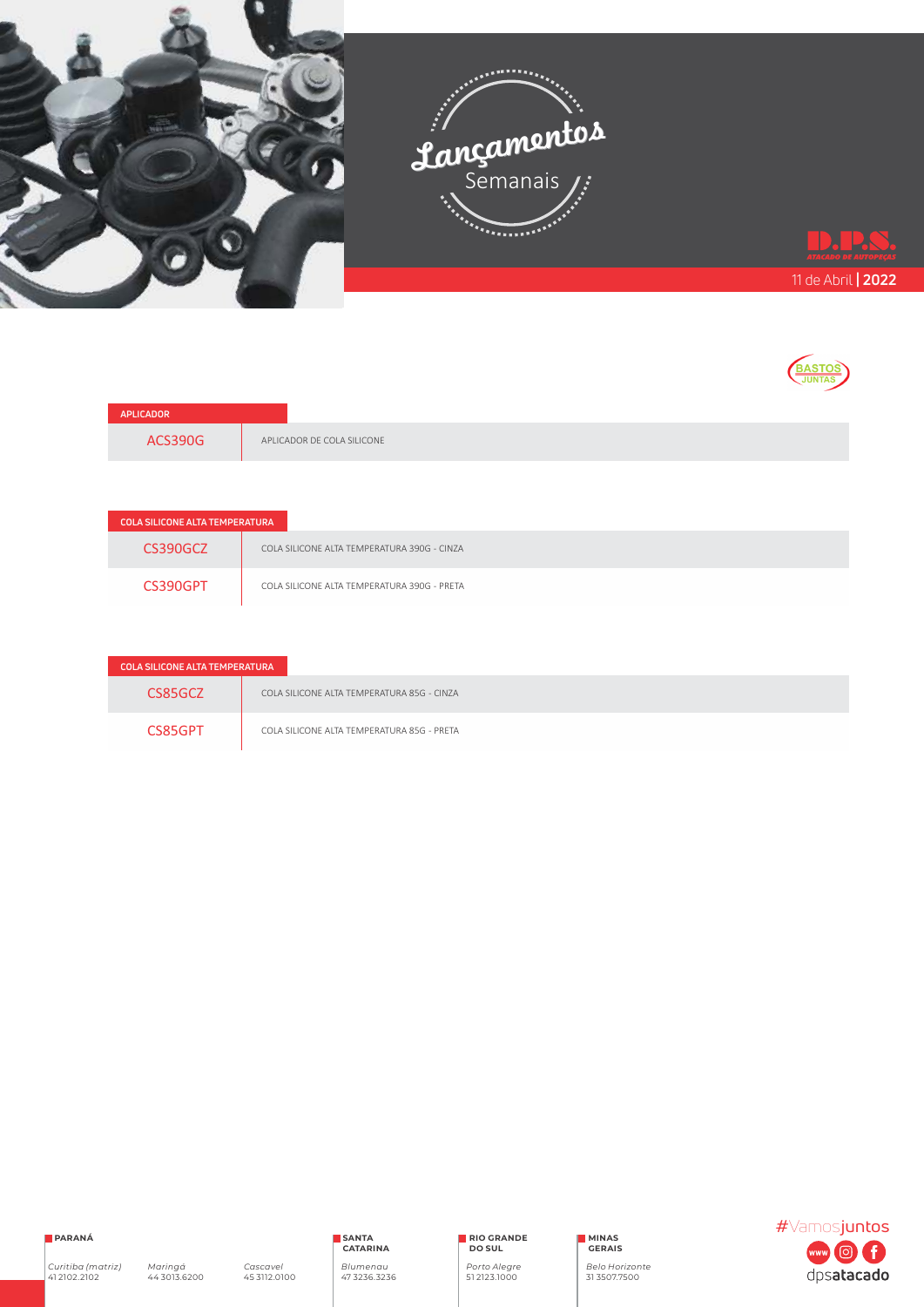# Lançamentos Semanais

D.P.S. ATACADO DE AUTOPEÇAS

11 de Abril | 2022

BASTOS JUNTAS

| APLICADOR | |
|---|---|
| ACS390G | APLICADOR DE COLA SILICONE |

| COLA SILICONE ALTA TEMPERATURA | |
|---|---|
| CS390GCZ | COLA SILICONE ALTA TEMPERATURA 390G - CINZA |
| CS390GPT | COLA SILICONE ALTA TEMPERATURA 390G - PRETA |

| COLA SILICONE ALTA TEMPERATURA | |
|---|---|
| CS85GCZ | COLA SILICONE ALTA TEMPERATURA 85G - CINZA |
| CS85GPT | COLA SILICONE ALTA TEMPERATURA 85G - PRETA |

**PARANÁ**

*Curitiba (matriz)* 41 2102.2102

*Maringá* 44 3013.6200

*Cascavel* 45 3112.0100

**SANTA CATARINA**

*Blumenau* 47 3236.3236

**RIO GRANDE DO SUL**

*Porto Alegre* 51 2123.1000

**MINAS GERAIS**

*Belo Horizonte* 31 3507.7500

#Vamosjuntos

dpsatacado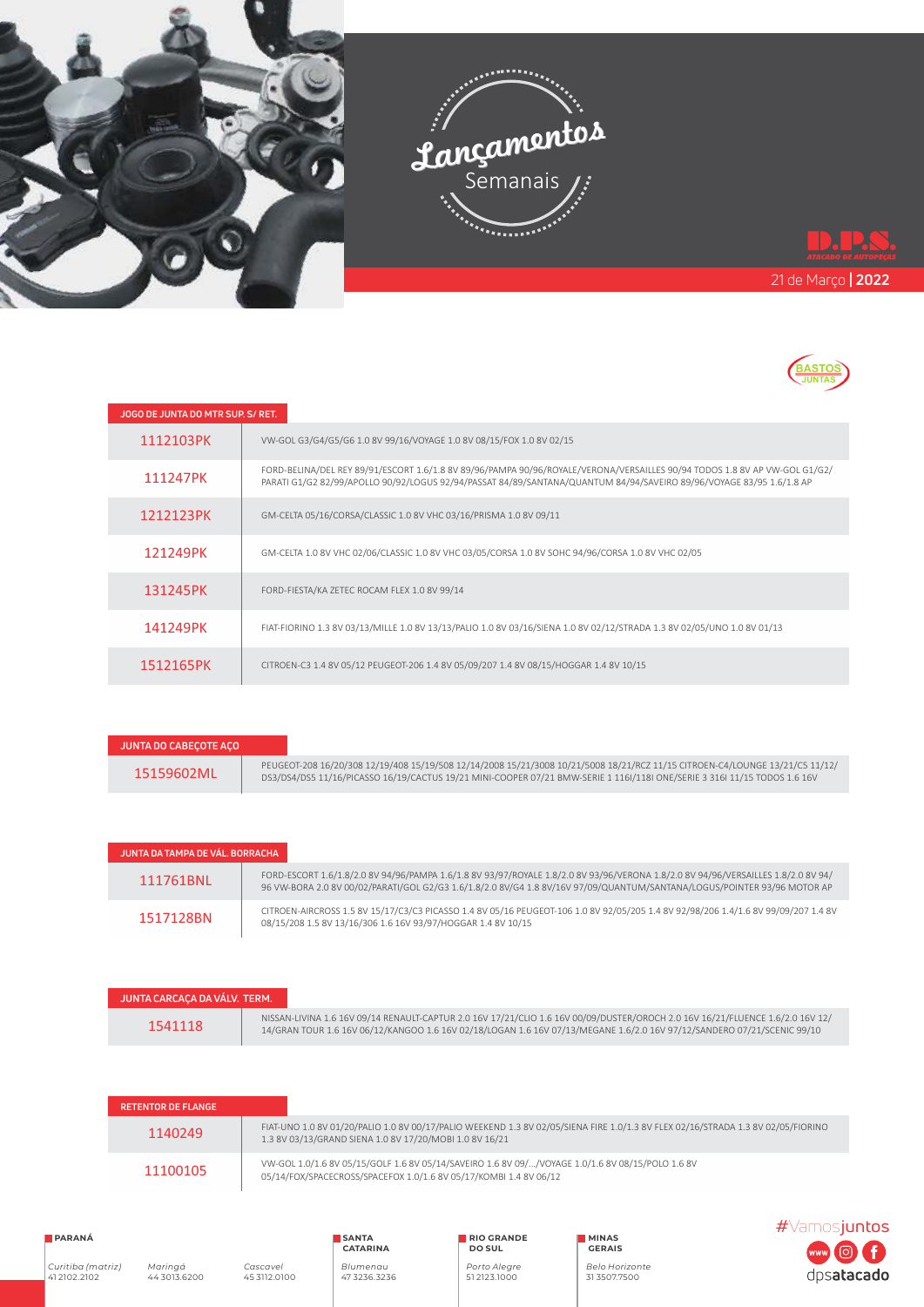# Lançamentos Semanais

D.P.S. ATACADO DE AUTOPEÇAS

21 de Março | **2022**

BASTOS JUNTAS

| JOGO DE JUNTA DO MTR SUP. S/ RET. | |
|---|---|
| 1112103PK | VW-GOL G3/G4/G5/G6 1.0 8V 99/16/VOYAGE 1.0 8V 08/15/FOX 1.0 8V 02/15 |
| 111247PK | FORD-BELINA/DEL REY 89/91/ESCORT 1.6/1.8 8V 89/96/PAMPA 90/96/ROYALE/VERONA/VERSAILLES 90/94 TODOS 1.8 8V AP VW-GOL G1/G2/ PARATI G1/G2 82/99/APOLLO 90/92/LOGUS 92/94/PASSAT 84/89/SANTANA/QUANTUM 84/94/SAVEIRO 89/96/VOYAGE 83/95 1.6/1.8 AP |
| 1212123PK | GM-CELTA 05/16/CORSA/CLASSIC 1.0 8V VHC 03/16/PRISMA 1.0 8V 09/11 |
| 121249PK | GM-CELTA 1.0 8V VHC 02/06/CLASSIC 1.0 8V VHC 03/05/CORSA 1.0 8V SOHC 94/96/CORSA 1.0 8V VHC 02/05 |
| 131245PK | FORD-FIESTA/KA ZETEC ROCAM FLEX 1.0 8V 99/14 |
| 141249PK | FIAT-FIORINO 1.3 8V 03/13/MILLE 1.0 8V 13/13/PALIO 1.0 8V 03/16/SIENA 1.0 8V 02/12/STRADA 1.3 8V 02/05/UNO 1.0 8V 01/13 |
| 1512165PK | CITROEN-C3 1.4 8V 05/12 PEUGEOT-206 1.4 8V 05/09/207 1.4 8V 08/15/HOGGAR 1.4 8V 10/15 |

| JUNTA DO CABEÇOTE AÇO | |
|---|---|
| 15159602ML | PEUGEOT-208 16/20/308 12/19/408 15/19/508 12/14/2008 15/21/3008 10/21/5008 18/21/RCZ 11/15 CITROEN-C4/LOUNGE 13/21/C5 11/12/ DS3/DS4/DS5 11/16/PICASSO 16/19/CACTUS 19/21 MINI-COOPER 07/21 BMW-SERIE 1 116I/118I ONE/SERIE 3 316I 11/15 TODOS 1.6 16V |

| JUNTA DA TAMPA DE VÁL. BORRACHA | |
|---|---|
| 111761BNL | FORD-ESCORT 1.6/1.8/2.0 8V 94/96/PAMPA 1.6/1.8 8V 93/97/ROYALE 1.8/2.0 8V 93/96/VERONA 1.8/2.0 8V 94/96/VERSAILLES 1.8/2.0 8V 94/ 96 VW-BORA 2.0 8V 00/02/PARATI/GOL G2/G3 1.6/1.8/2.0 8V/G4 1.8 8V/16V 97/09/QUANTUM/SANTANA/LOGUS/POINTER 93/96 MOTOR AP |
| 1517128BN | CITROEN-AIRCROSS 1.5 8V 15/17/C3/C3 PICASSO 1.4 8V 05/16 PEUGEOT-106 1.0 8V 92/05/205 1.4 8V 92/98/206 1.4/1.6 8V 99/09/207 1.4 8V 08/15/208 1.5 8V 13/16/306 1.6 16V 93/97/HOGGAR 1.4 8V 10/15 |

| JUNTA CARCAÇA DA VÁLV. TERM. | |
|---|---|
| 1541118 | NISSAN-LIVINA 1.6 16V 09/14 RENAULT-CAPTUR 2.0 16V 17/21/CLIO 1.6 16V 00/09/DUSTER/OROCH 2.0 16V 16/21/FLUENCE 1.6/2.0 16V 12/ 14/GRAN TOUR 1.6 16V 06/12/KANGOO 1.6 16V 02/18/LOGAN 1.6 16V 07/13/MEGANE 1.6/2.0 16V 97/12/SANDERO 07/21/SCENIC 99/10 |

| RETENTOR DE FLANGE | |
|---|---|
| 1140249 | FIAT-UNO 1.0 8V 01/20/PALIO 1.0 8V 00/17/PALIO WEEKEND 1.3 8V 02/05/SIENA FIRE 1.0/1.3 8V FLEX 02/16/STRADA 1.3 8V 02/05/FIORINO 1.3 8V 03/13/GRAND SIENA 1.0 8V 17/20/MOBI 1.0 8V 16/21 |
| 11100105 | VW-GOL 1.0/1.6 8V 05/15/GOLF 1.6 8V 05/14/SAVEIRO 1.6 8V 09/.../VOYAGE 1.0/1.6 8V 08/15/POLO 1.6 8V 05/14/FOX/SPACECROSS/SPACEFOX 1.0/1.6 8V 05/17/KOMBI 1.4 8V 06/12 |

**PARANÁ**

*Curitiba (matriz)* 41 2102.2102

*Maringá* 44 3013.6200

*Cascavel* 45 3112.0100

**SANTA CATARINA**

*Blumenau* 47 3236.3236

**RIO GRANDE DO SUL**

*Porto Alegre* 51 2123.1000

**MINAS GERAIS**

*Belo Horizonte* 31 3507.7500

#Vamosjuntos

dpsatacado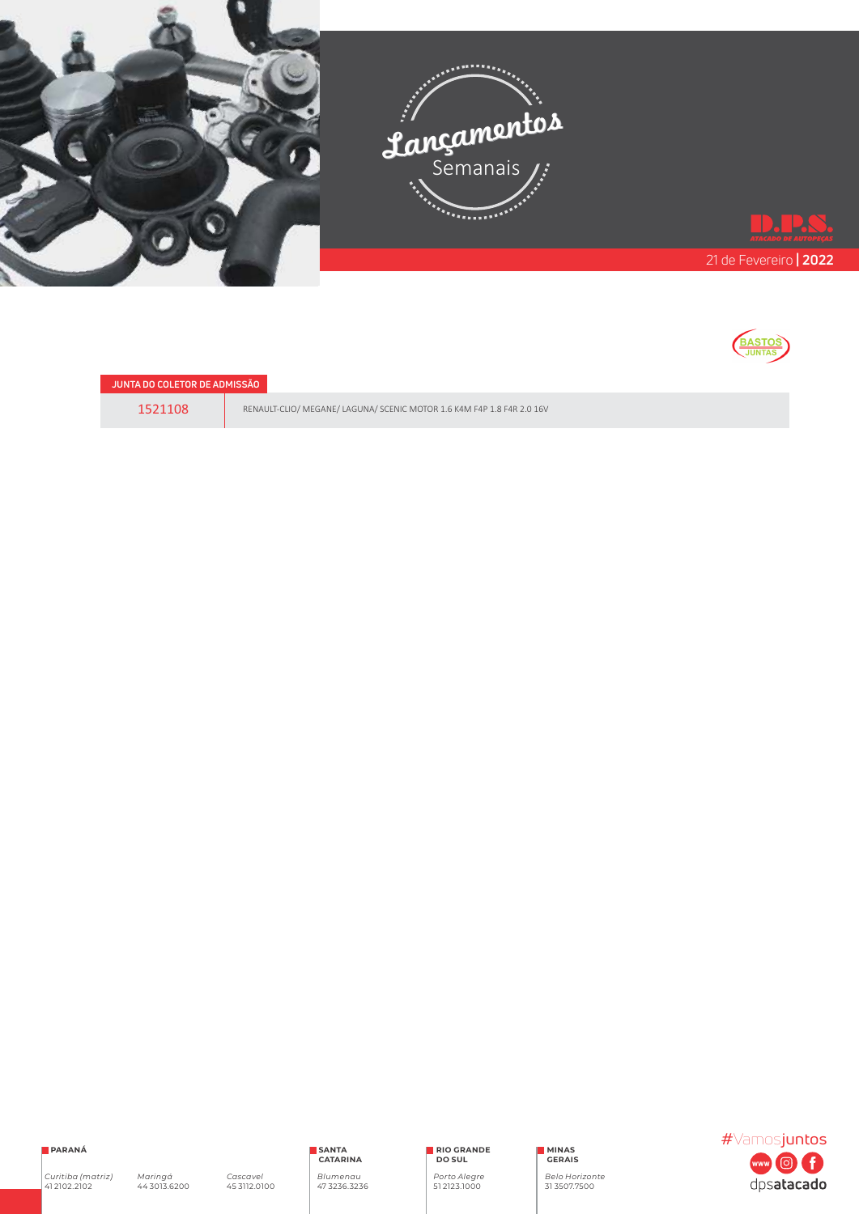# Lançamentos Semanais

D.P.S. ATACADO DE AUTOPEÇAS

21 de Fevereiro | 2022

BASTOS JUNTAS

| JUNTA DO COLETOR DE ADMISSÃO | |
|---|---|
| 1521108 | RENAULT-CLIO/ MEGANE/ LAGUNA/ SCENIC MOTOR 1.6 K4M F4P 1.8 F4R 2.0 16V |

**PARANÁ**
*Curitiba (matriz)* 41 2102.2102
*Maringá* 44 3013.6200
*Cascavel* 45 3112.0100

**SANTA CATARINA**
*Blumenau* 47 3236.3236

**RIO GRANDE DO SUL**
*Porto Alegre* 51 2123.1000

**MINAS GERAIS**
*Belo Horizonte* 31 3507.7500

#Vamosjuntos

dpsatacado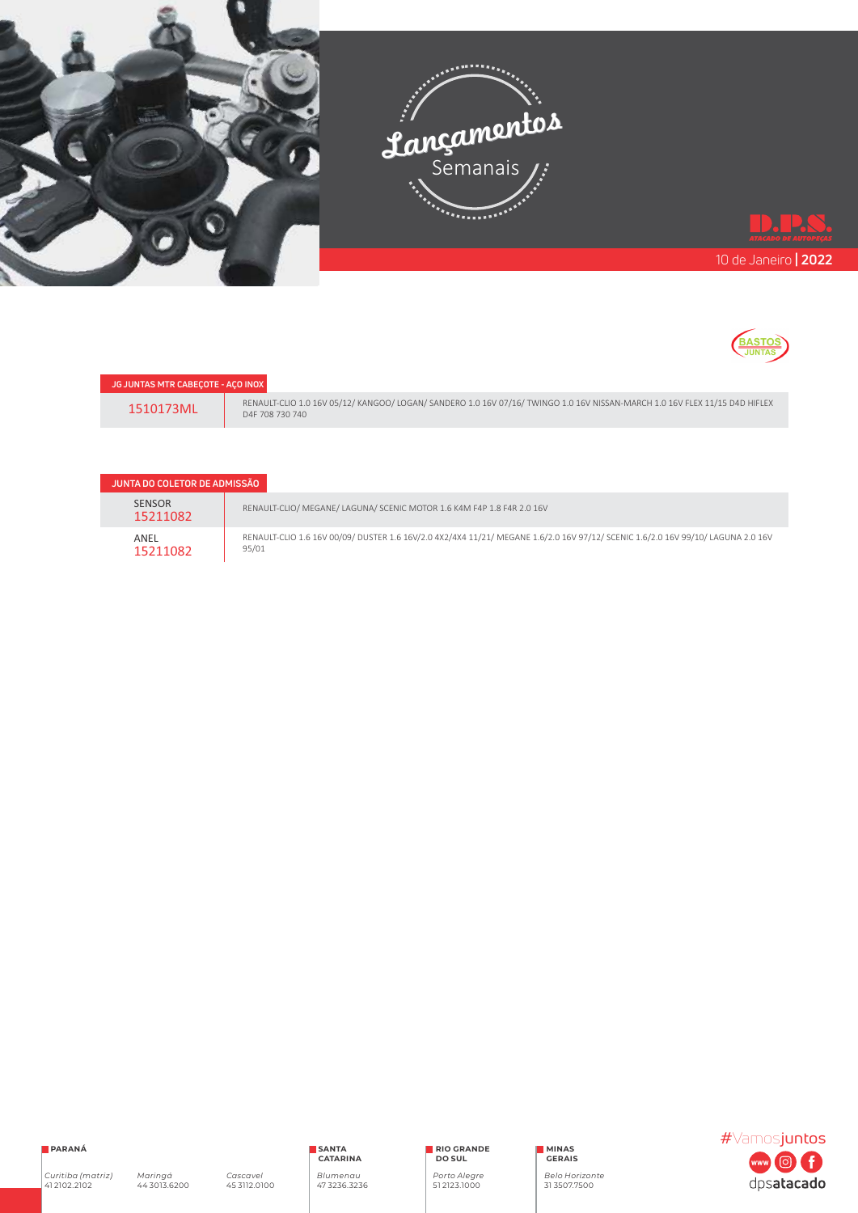# Lançamentos Semanais

D.P.S. ATACADO DE AUTOPEÇAS

10 de Janeiro | 2022

BASTOS JUNTAS

## JG JUNTAS MTR CABEÇOTE - AÇO INOX

| | |
|---|---|
| 1510173ML | RENAULT-CLIO 1.0 16V 05/12/ KANGOO/ LOGAN/ SANDERO 1.0 16V 07/16/ TWINGO 1.0 16V NISSAN-MARCH 1.0 16V FLEX 11/15 D4D HIFLEX D4F 708 730 740 |

## JUNTA DO COLETOR DE ADMISSÃO

| | |
|---|---|
| SENSOR 15211082 | RENAULT-CLIO/ MEGANE/ LAGUNA/ SCENIC MOTOR 1.6 K4M F4P 1.8 F4R 2.0 16V |
| ANEL 15211082 | RENAULT-CLIO 1.6 16V 00/09/ DUSTER 1.6 16V/2.0 4X2/4X4 11/21/ MEGANE 1.6/2.0 16V 97/12/ SCENIC 1.6/2.0 16V 99/10/ LAGUNA 2.0 16V 95/01 |

**PARANÁ**

*Curitiba (matriz)* 41 2102.2102

*Maringá* 44 3013.6200

*Cascavel* 45 3112.0100

**SANTA CATARINA**

*Blumenau* 47 3236.3236

**RIO GRANDE DO SUL**

*Porto Alegre* 51 2123.1000

**MINAS GERAIS**

*Belo Horizonte* 31 3507.7500

#Vamosjuntos

dpsatacado